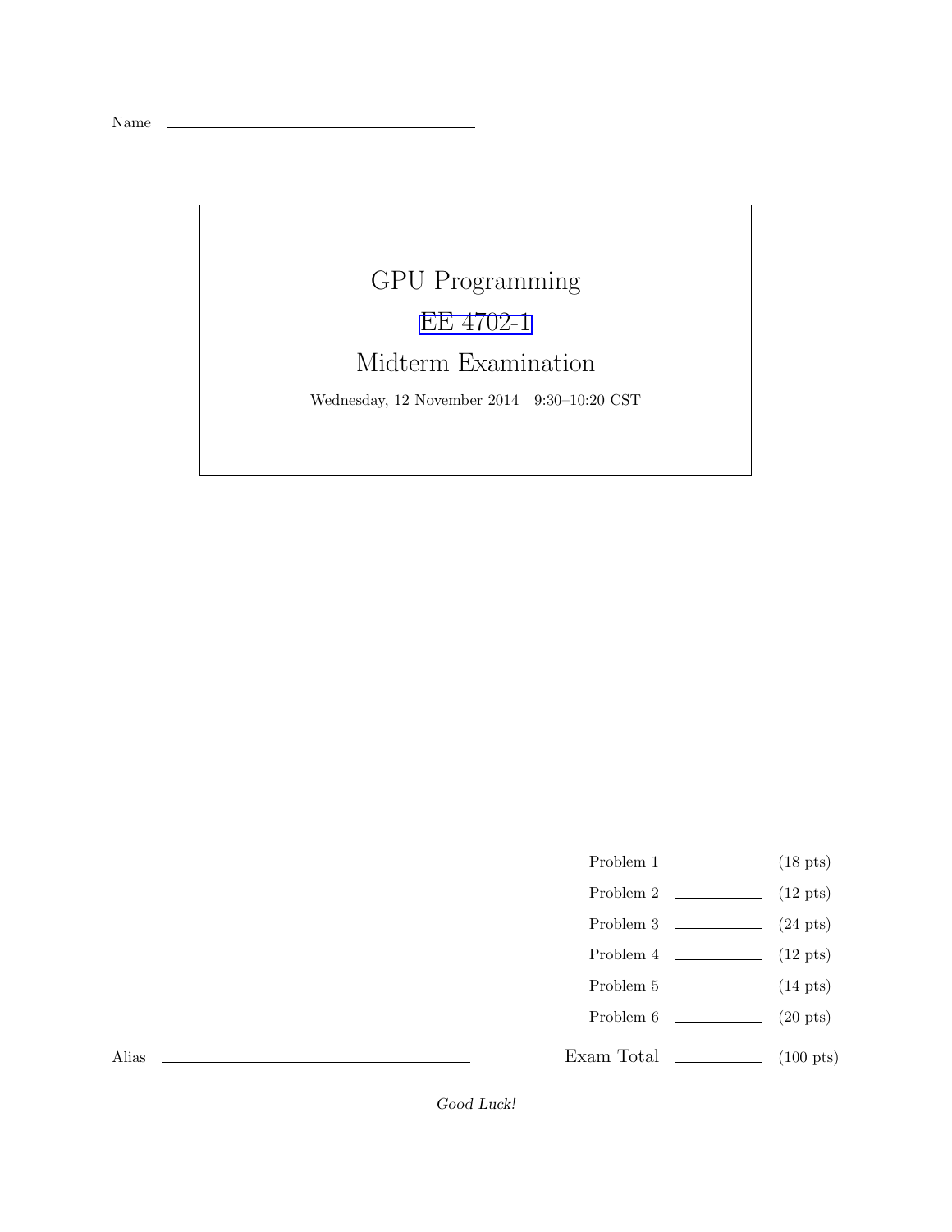Name ______________________________

# GPU Programming

## EE 4702-1

## Midterm Examination

Wednesday, 12 November 2014 9:30–10:20 CST

| | | |
|---|---|---|
| Problem 1 | ________ | (18 pts) |
| Problem 2 | ________ | (12 pts) |
| Problem 3 | ________ | (24 pts) |
| Problem 4 | ________ | (12 pts) |
| Problem 5 | ________ | (14 pts) |
| Problem 6 | ________ | (20 pts) |
| Exam Total | ________ | (100 pts) |

Alias ______________________________

*Good Luck!*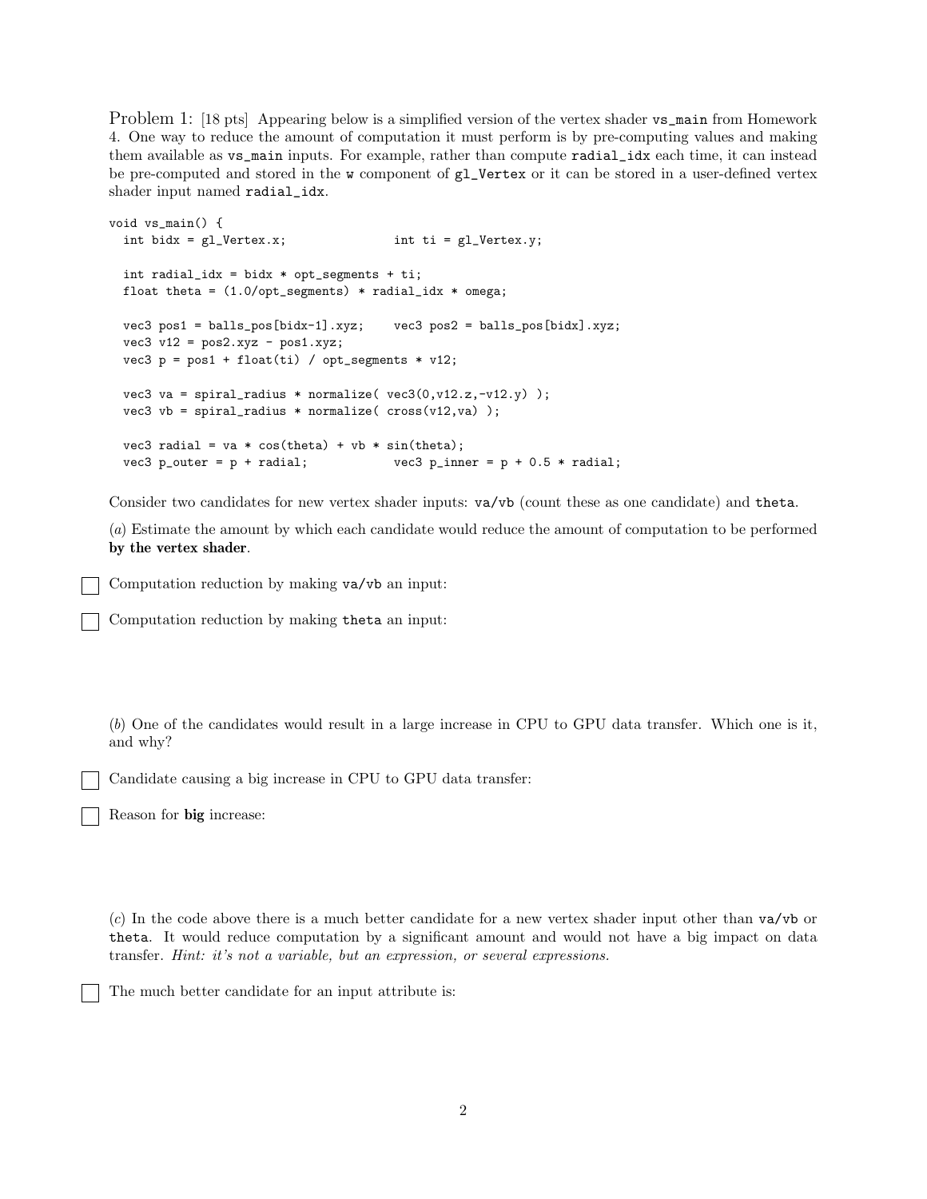Problem 1: [18 pts] Appearing below is a simplified version of the vertex shader `vs_main` from Homework 4. One way to reduce the amount of computation it must perform is by pre-computing values and making them available as `vs_main` inputs. For example, rather than compute `radial_idx` each time, it can instead be pre-computed and stored in the `w` component of `gl_Vertex` or it can be stored in a user-defined vertex shader input named `radial_idx`.

```
void vs_main() {
  int bidx = gl_Vertex.x;              int ti = gl_Vertex.y;

  int radial_idx = bidx * opt_segments + ti;
  float theta = (1.0/opt_segments) * radial_idx * omega;

  vec3 pos1 = balls_pos[bidx-1].xyz;    vec3 pos2 = balls_pos[bidx].xyz;
  vec3 v12 = pos2.xyz - pos1.xyz;
  vec3 p = pos1 + float(ti) / opt_segments * v12;

  vec3 va = spiral_radius * normalize( vec3(0,v12.z,-v12.y) );
  vec3 vb = spiral_radius * normalize( cross(v12,va) );

  vec3 radial = va * cos(theta) + vb * sin(theta);
  vec3 p_outer = p + radial;           vec3 p_inner = p + 0.5 * radial;
```

Consider two candidates for new vertex shader inputs: `va`/`vb` (count these as one candidate) and `theta`.

(*a*) Estimate the amount by which each candidate would reduce the amount of computation to be performed **by the vertex shader**.

☐ Computation reduction by making `va`/`vb` an input:

☐ Computation reduction by making `theta` an input:

(*b*) One of the candidates would result in a large increase in CPU to GPU data transfer. Which one is it, and why?

☐ Candidate causing a big increase in CPU to GPU data transfer:

☐ Reason for **big** increase:

(*c*) In the code above there is a much better candidate for a new vertex shader input other than `va`/`vb` or `theta`. It would reduce computation by a significant amount and would not have a big impact on data transfer. *Hint: it's not a variable, but an expression, or several expressions.*

☐ The much better candidate for an input attribute is: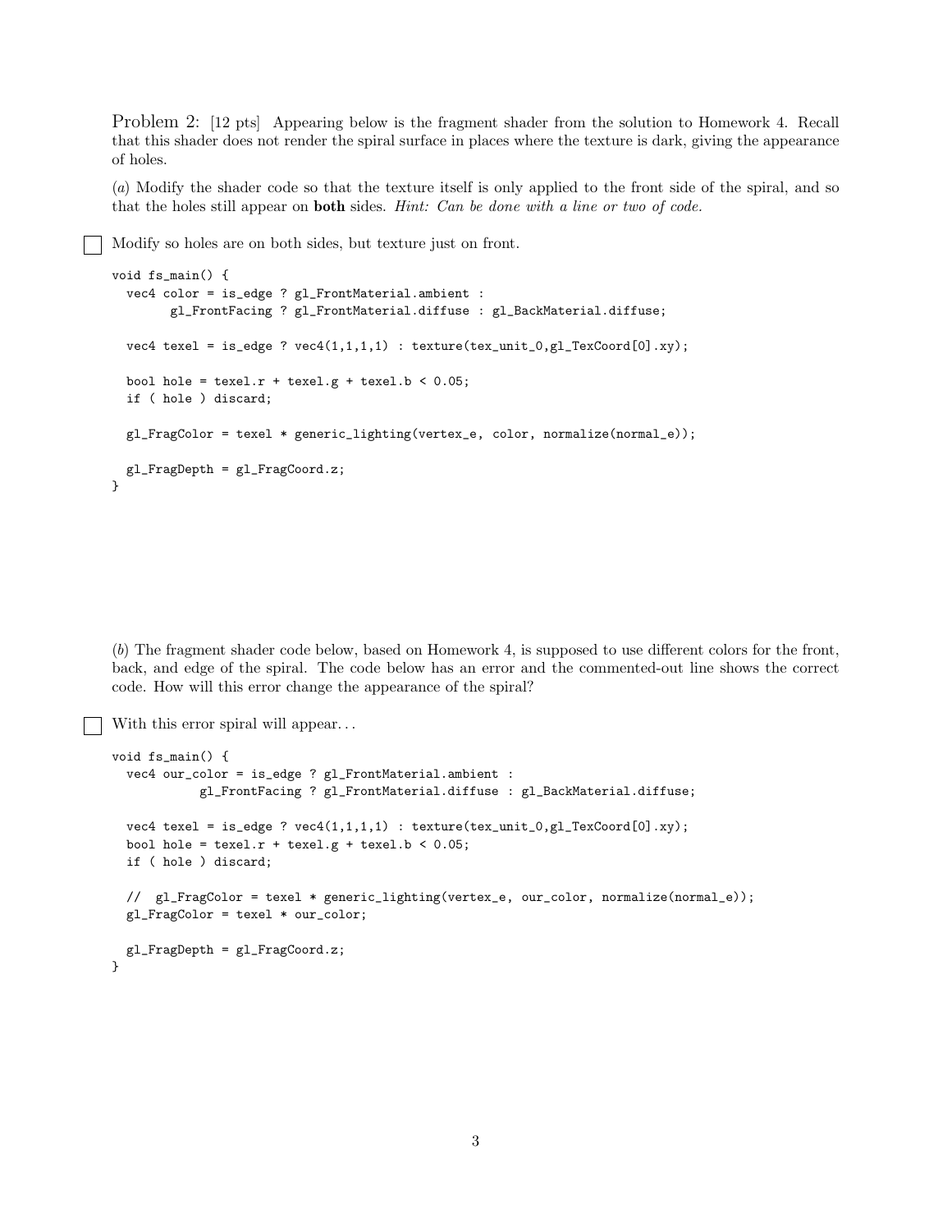Problem 2: [12 pts] Appearing below is the fragment shader from the solution to Homework 4. Recall that this shader does not render the spiral surface in places where the texture is dark, giving the appearance of holes.

(*a*) Modify the shader code so that the texture itself is only applied to the front side of the spiral, and so that the holes still appear on **both** sides. *Hint: Can be done with a line or two of code.*

☐ Modify so holes are on both sides, but texture just on front.

```
void fs_main() {
  vec4 color = is_edge ? gl_FrontMaterial.ambient :
        gl_FrontFacing ? gl_FrontMaterial.diffuse : gl_BackMaterial.diffuse;

  vec4 texel = is_edge ? vec4(1,1,1,1) : texture(tex_unit_0,gl_TexCoord[0].xy);

  bool hole = texel.r + texel.g + texel.b < 0.05;
  if ( hole ) discard;

  gl_FragColor = texel * generic_lighting(vertex_e, color, normalize(normal_e));

  gl_FragDepth = gl_FragCoord.z;
}
```

(*b*) The fragment shader code below, based on Homework 4, is supposed to use different colors for the front, back, and edge of the spiral. The code below has an error and the commented-out line shows the correct code. How will this error change the appearance of the spiral?

☐ With this error spiral will appear. . .

```
void fs_main() {
  vec4 our_color = is_edge ? gl_FrontMaterial.ambient :
           gl_FrontFacing ? gl_FrontMaterial.diffuse : gl_BackMaterial.diffuse;

  vec4 texel = is_edge ? vec4(1,1,1,1) : texture(tex_unit_0,gl_TexCoord[0].xy);
  bool hole = texel.r + texel.g + texel.b < 0.05;
  if ( hole ) discard;

  //  gl_FragColor = texel * generic_lighting(vertex_e, our_color, normalize(normal_e));
  gl_FragColor = texel * our_color;

  gl_FragDepth = gl_FragCoord.z;
}
```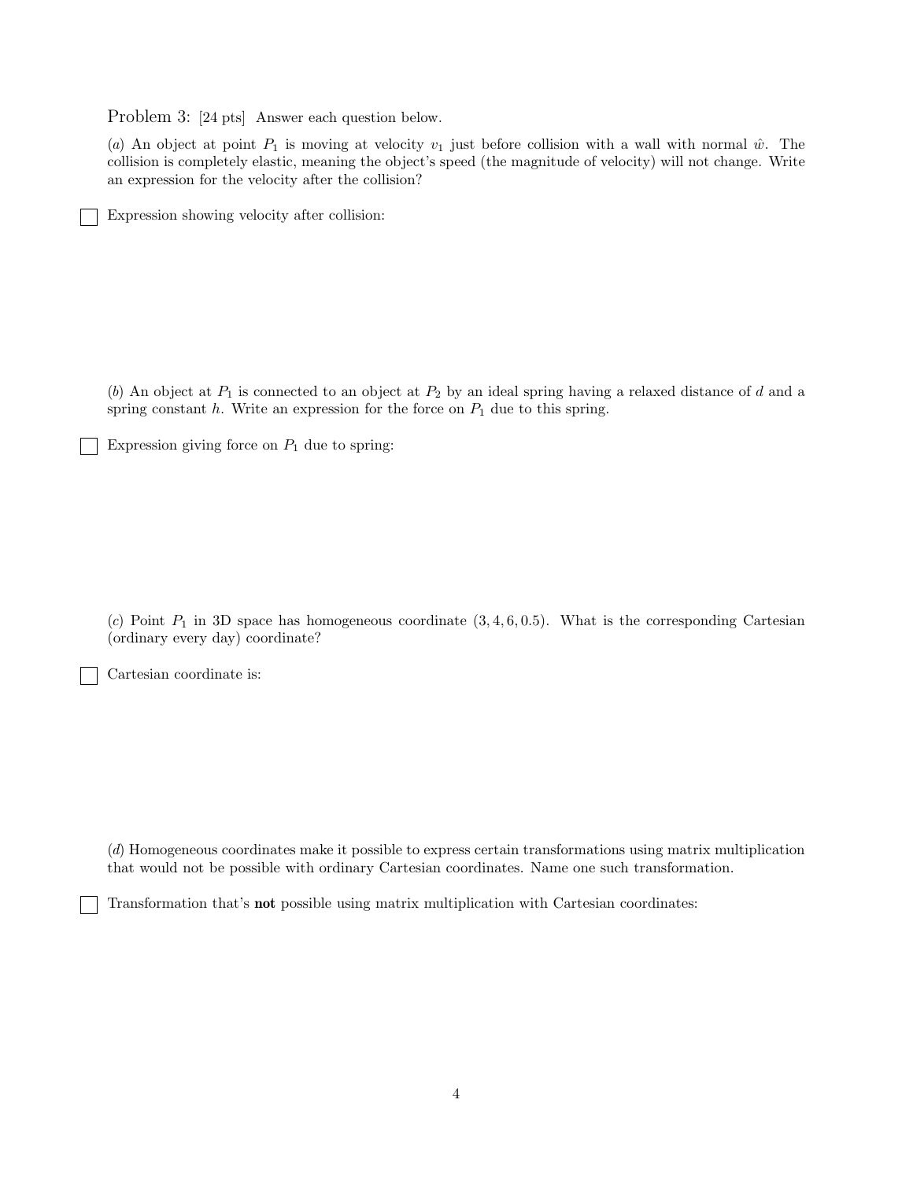Problem 3: [24 pts] Answer each question below.

(*a*) An object at point $P_1$ is moving at velocity $v_1$ just before collision with a wall with normal $\hat{w}$. The collision is completely elastic, meaning the object's speed (the magnitude of velocity) will not change. Write an expression for the velocity after the collision?

☐ Expression showing velocity after collision:

(*b*) An object at $P_1$ is connected to an object at $P_2$ by an ideal spring having a relaxed distance of $d$ and a spring constant $h$. Write an expression for the force on $P_1$ due to this spring.

☐ Expression giving force on $P_1$ due to spring:

(*c*) Point $P_1$ in 3D space has homogeneous coordinate $(3, 4, 6, 0.5)$. What is the corresponding Cartesian (ordinary every day) coordinate?

☐ Cartesian coordinate is:

(*d*) Homogeneous coordinates make it possible to express certain transformations using matrix multiplication that would not be possible with ordinary Cartesian coordinates. Name one such transformation.

☐ Transformation that's **not** possible using matrix multiplication with Cartesian coordinates: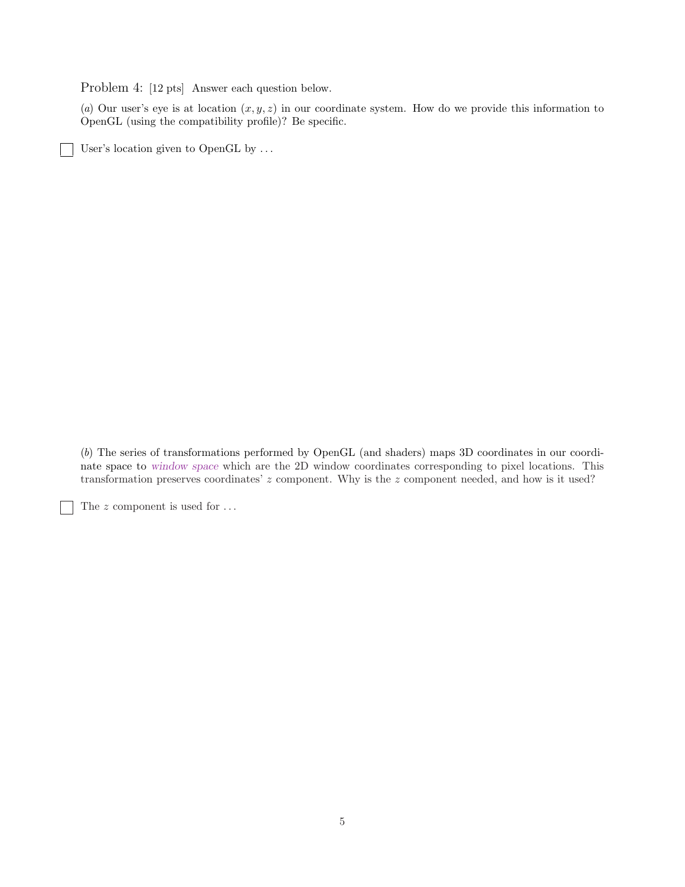Problem 4: [12 pts] Answer each question below.

(*a*) Our user's eye is at location $(x, y, z)$ in our coordinate system. How do we provide this information to OpenGL (using the compatibility profile)? Be specific.

☐ User's location given to OpenGL by ...

(*b*) The series of transformations performed by OpenGL (and shaders) maps 3D coordinates in our coordinate space to *window space* which are the 2D window coordinates corresponding to pixel locations. This transformation preserves coordinates' $z$ component. Why is the $z$ component needed, and how is it used?

☐ The $z$ component is used for ...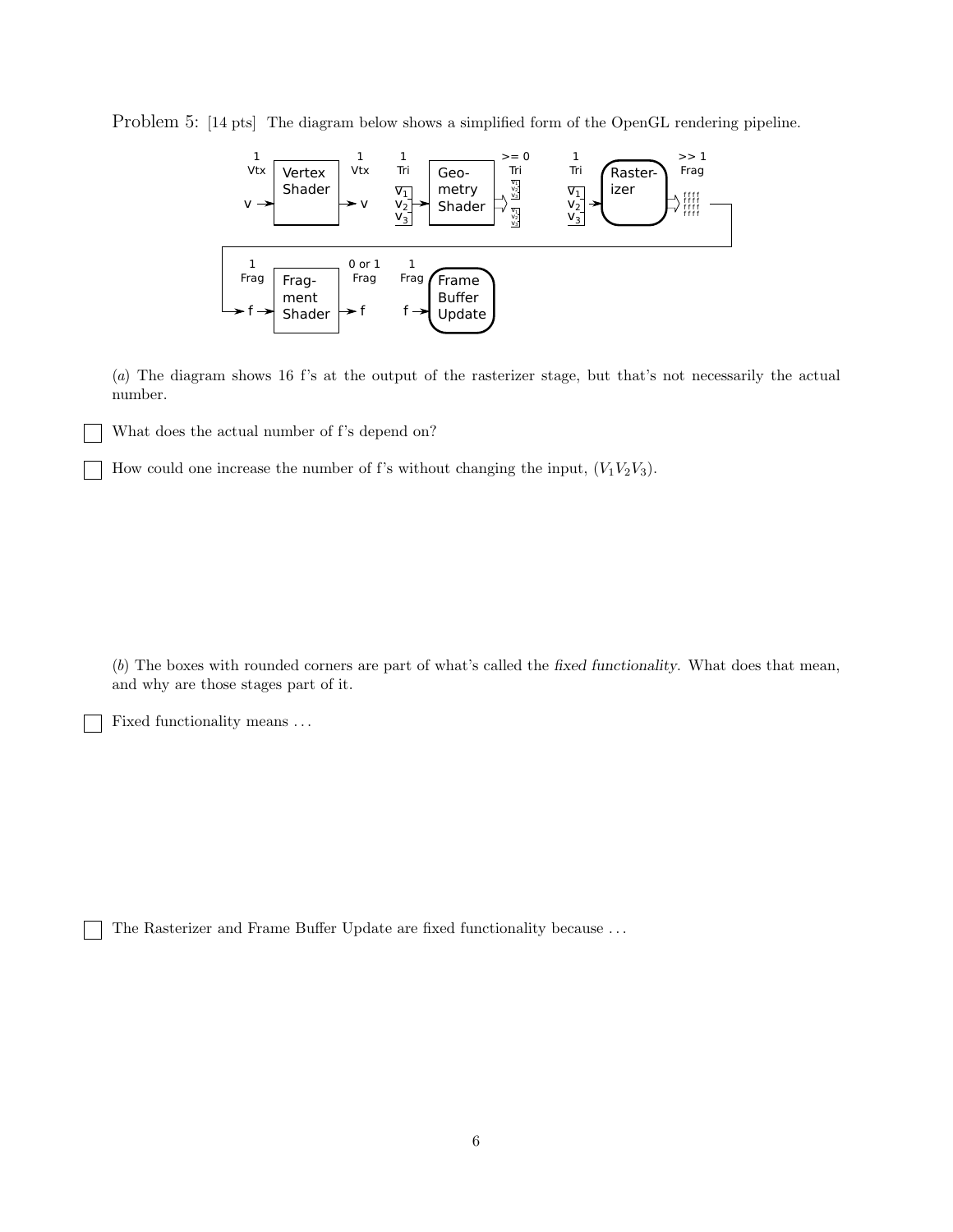Problem 5: [14 pts] The diagram below shows a simplified form of the OpenGL rendering pipeline.

(*a*) The diagram shows 16 f's at the output of the rasterizer stage, but that's not necessarily the actual number.

☐ What does the actual number of f's depend on?

☐ How could one increase the number of f's without changing the input, $(V_1 V_2 V_3)$.

(*b*) The boxes with rounded corners are part of what's called the *fixed functionality*. What does that mean, and why are those stages part of it.

☐ Fixed functionality means ...

☐ The Rasterizer and Frame Buffer Update are fixed functionality because ...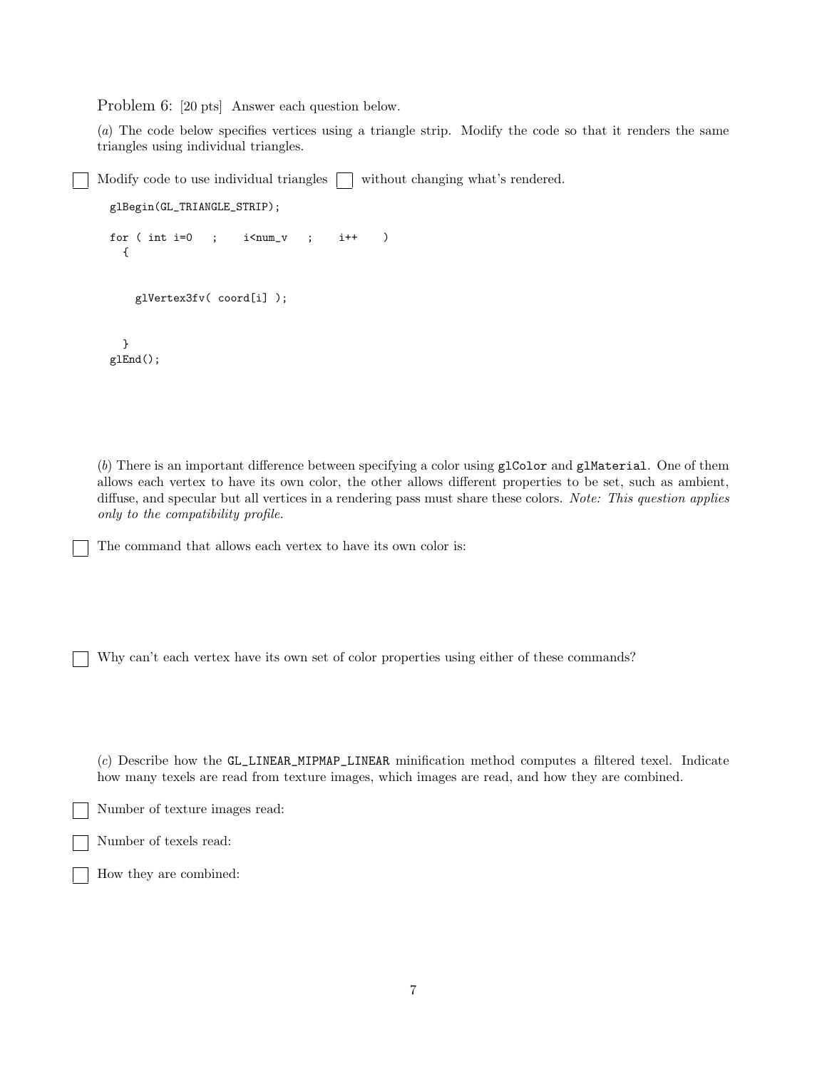Problem 6: [20 pts] Answer each question below.

(*a*) The code below specifies vertices using a triangle strip. Modify the code so that it renders the same triangles using individual triangles.

☐ Modify code to use individual triangles ☐ without changing what's rendered.

```
glBegin(GL_TRIANGLE_STRIP);

for ( int i=0   ;    i<num_v   ;    i++    )
  {


    glVertex3fv( coord[i] );


  }
glEnd();
```

(*b*) There is an important difference between specifying a color using `glColor` and `glMaterial`. One of them allows each vertex to have its own color, the other allows different properties to be set, such as ambient, diffuse, and specular but all vertices in a rendering pass must share these colors. *Note: This question applies only to the compatibility profile.*

☐ The command that allows each vertex to have its own color is:

☐ Why can't each vertex have its own set of color properties using either of these commands?

(*c*) Describe how the `GL_LINEAR_MIPMAP_LINEAR` minification method computes a filtered texel. Indicate how many texels are read from texture images, which images are read, and how they are combined.

☐ Number of texture images read:

☐ Number of texels read:

☐ How they are combined: